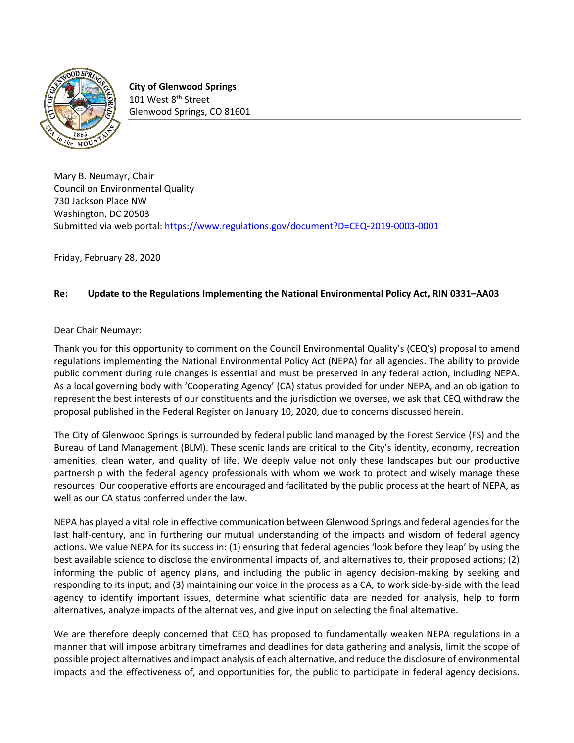**City of Glenwood Springs**
101 West 8th Street
Glenwood Springs, CO 81601

Mary B. Neumayr, Chair
Council on Environmental Quality
730 Jackson Place NW
Washington, DC 20503
Submitted via web portal: https://www.regulations.gov/document?D=CEQ-2019-0003-0001

Friday, February 28, 2020

**Re: Update to the Regulations Implementing the National Environmental Policy Act, RIN 0331–AA03**

Dear Chair Neumayr:

Thank you for this opportunity to comment on the Council Environmental Quality's (CEQ's) proposal to amend regulations implementing the National Environmental Policy Act (NEPA) for all agencies. The ability to provide public comment during rule changes is essential and must be preserved in any federal action, including NEPA. As a local governing body with 'Cooperating Agency' (CA) status provided for under NEPA, and an obligation to represent the best interests of our constituents and the jurisdiction we oversee, we ask that CEQ withdraw the proposal published in the Federal Register on January 10, 2020, due to concerns discussed herein.

The City of Glenwood Springs is surrounded by federal public land managed by the Forest Service (FS) and the Bureau of Land Management (BLM). These scenic lands are critical to the City's identity, economy, recreation amenities, clean water, and quality of life. We deeply value not only these landscapes but our productive partnership with the federal agency professionals with whom we work to protect and wisely manage these resources. Our cooperative efforts are encouraged and facilitated by the public process at the heart of NEPA, as well as our CA status conferred under the law.

NEPA has played a vital role in effective communication between Glenwood Springs and federal agencies for the last half-century, and in furthering our mutual understanding of the impacts and wisdom of federal agency actions. We value NEPA for its success in: (1) ensuring that federal agencies 'look before they leap' by using the best available science to disclose the environmental impacts of, and alternatives to, their proposed actions; (2) informing the public of agency plans, and including the public in agency decision-making by seeking and responding to its input; and (3) maintaining our voice in the process as a CA, to work side-by-side with the lead agency to identify important issues, determine what scientific data are needed for analysis, help to form alternatives, analyze impacts of the alternatives, and give input on selecting the final alternative.

We are therefore deeply concerned that CEQ has proposed to fundamentally weaken NEPA regulations in a manner that will impose arbitrary timeframes and deadlines for data gathering and analysis, limit the scope of possible project alternatives and impact analysis of each alternative, and reduce the disclosure of environmental impacts and the effectiveness of, and opportunities for, the public to participate in federal agency decisions.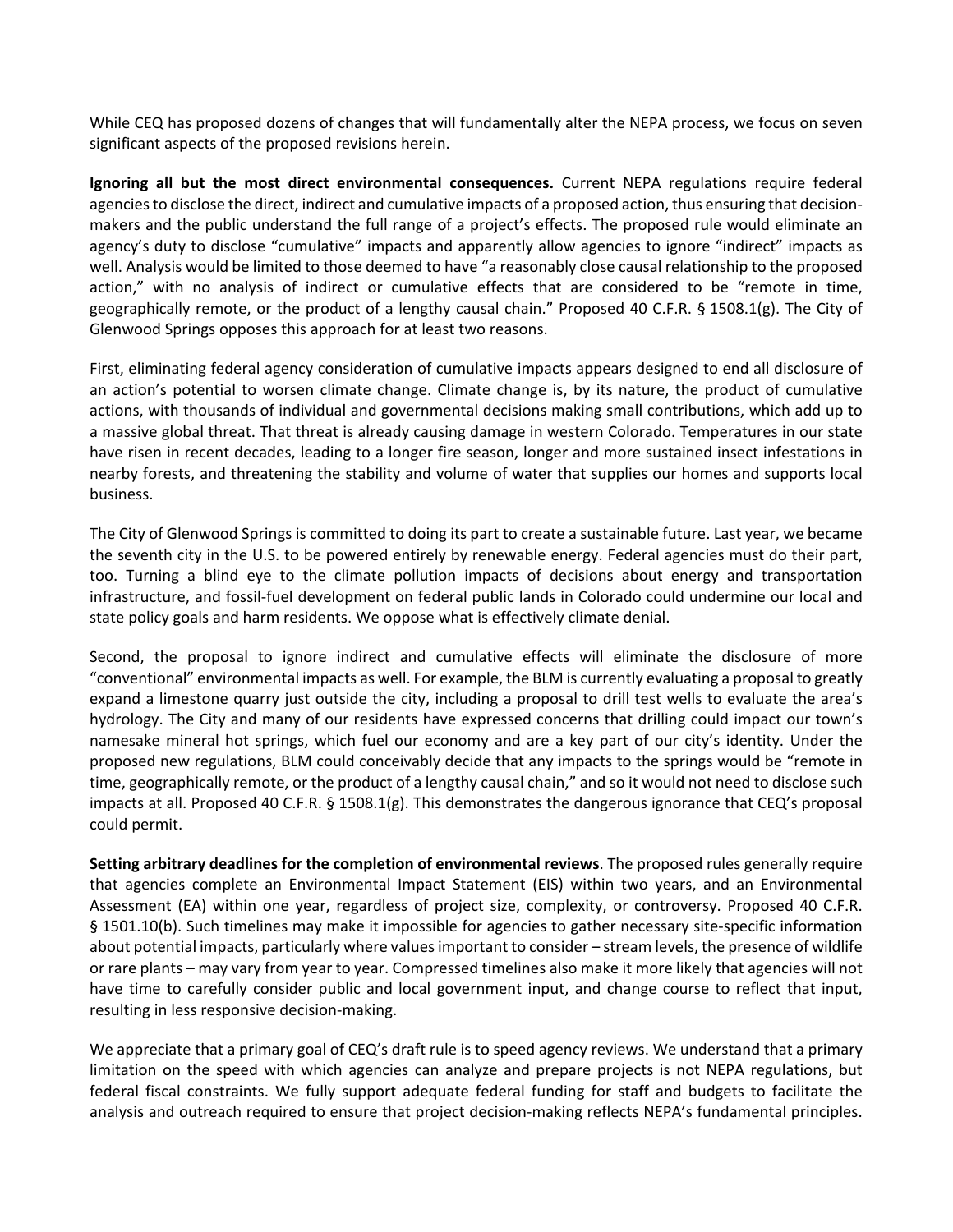While CEQ has proposed dozens of changes that will fundamentally alter the NEPA process, we focus on seven significant aspects of the proposed revisions herein.

**Ignoring all but the most direct environmental consequences.** Current NEPA regulations require federal agencies to disclose the direct, indirect and cumulative impacts of a proposed action, thus ensuring that decision-makers and the public understand the full range of a project's effects. The proposed rule would eliminate an agency's duty to disclose "cumulative" impacts and apparently allow agencies to ignore "indirect" impacts as well. Analysis would be limited to those deemed to have "a reasonably close causal relationship to the proposed action," with no analysis of indirect or cumulative effects that are considered to be "remote in time, geographically remote, or the product of a lengthy causal chain." Proposed 40 C.F.R. § 1508.1(g). The City of Glenwood Springs opposes this approach for at least two reasons.

First, eliminating federal agency consideration of cumulative impacts appears designed to end all disclosure of an action's potential to worsen climate change. Climate change is, by its nature, the product of cumulative actions, with thousands of individual and governmental decisions making small contributions, which add up to a massive global threat. That threat is already causing damage in western Colorado. Temperatures in our state have risen in recent decades, leading to a longer fire season, longer and more sustained insect infestations in nearby forests, and threatening the stability and volume of water that supplies our homes and supports local business.

The City of Glenwood Springs is committed to doing its part to create a sustainable future. Last year, we became the seventh city in the U.S. to be powered entirely by renewable energy. Federal agencies must do their part, too. Turning a blind eye to the climate pollution impacts of decisions about energy and transportation infrastructure, and fossil-fuel development on federal public lands in Colorado could undermine our local and state policy goals and harm residents. We oppose what is effectively climate denial.

Second, the proposal to ignore indirect and cumulative effects will eliminate the disclosure of more "conventional" environmental impacts as well. For example, the BLM is currently evaluating a proposal to greatly expand a limestone quarry just outside the city, including a proposal to drill test wells to evaluate the area's hydrology. The City and many of our residents have expressed concerns that drilling could impact our town's namesake mineral hot springs, which fuel our economy and are a key part of our city's identity. Under the proposed new regulations, BLM could conceivably decide that any impacts to the springs would be "remote in time, geographically remote, or the product of a lengthy causal chain," and so it would not need to disclose such impacts at all. Proposed 40 C.F.R. § 1508.1(g). This demonstrates the dangerous ignorance that CEQ's proposal could permit.

**Setting arbitrary deadlines for the completion of environmental reviews**. The proposed rules generally require that agencies complete an Environmental Impact Statement (EIS) within two years, and an Environmental Assessment (EA) within one year, regardless of project size, complexity, or controversy. Proposed 40 C.F.R. § 1501.10(b). Such timelines may make it impossible for agencies to gather necessary site-specific information about potential impacts, particularly where values important to consider – stream levels, the presence of wildlife or rare plants – may vary from year to year. Compressed timelines also make it more likely that agencies will not have time to carefully consider public and local government input, and change course to reflect that input, resulting in less responsive decision-making.

We appreciate that a primary goal of CEQ's draft rule is to speed agency reviews. We understand that a primary limitation on the speed with which agencies can analyze and prepare projects is not NEPA regulations, but federal fiscal constraints. We fully support adequate federal funding for staff and budgets to facilitate the analysis and outreach required to ensure that project decision-making reflects NEPA's fundamental principles.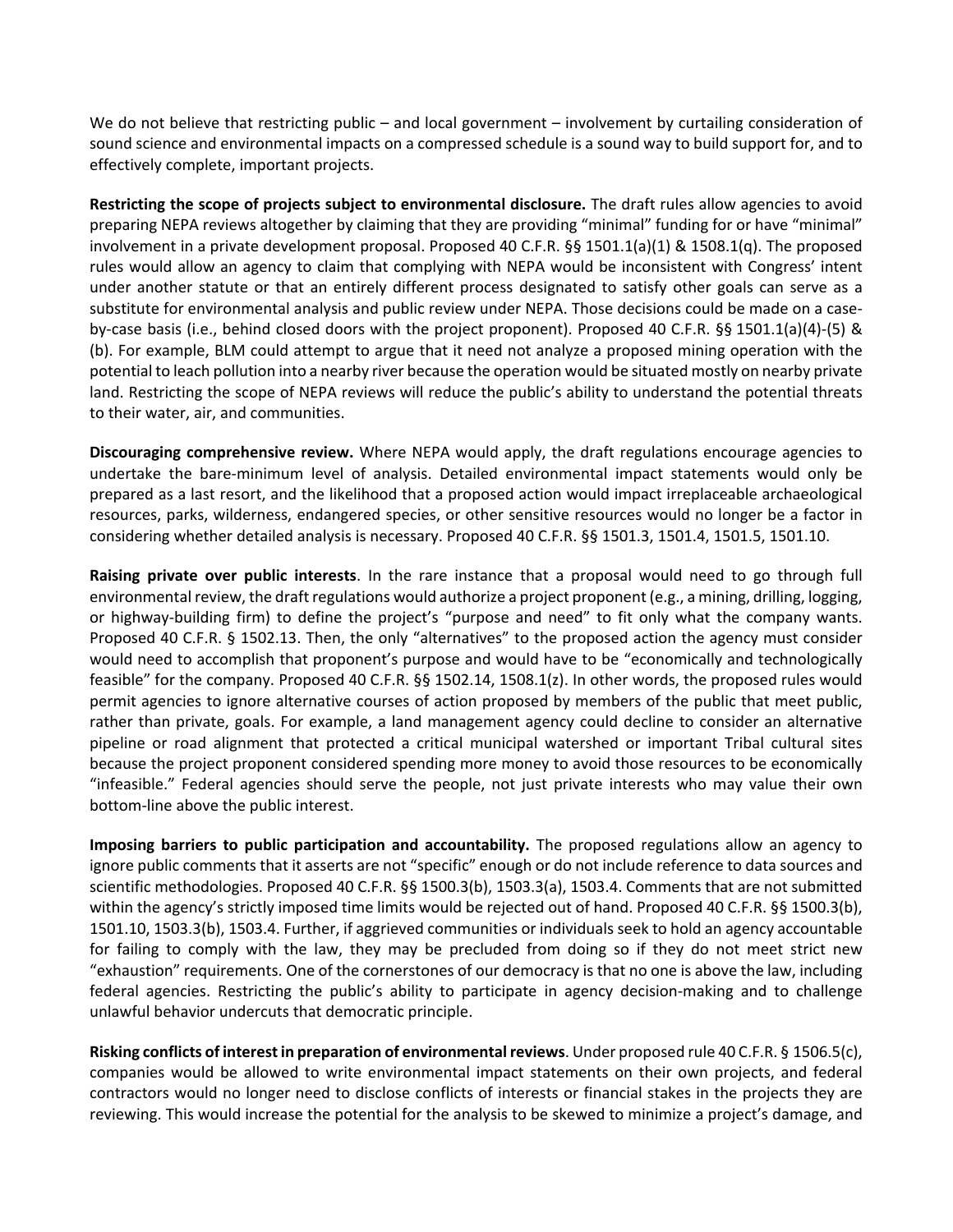We do not believe that restricting public – and local government – involvement by curtailing consideration of sound science and environmental impacts on a compressed schedule is a sound way to build support for, and to effectively complete, important projects.

**Restricting the scope of projects subject to environmental disclosure.** The draft rules allow agencies to avoid preparing NEPA reviews altogether by claiming that they are providing "minimal" funding for or have "minimal" involvement in a private development proposal. Proposed 40 C.F.R. §§ 1501.1(a)(1) & 1508.1(q). The proposed rules would allow an agency to claim that complying with NEPA would be inconsistent with Congress' intent under another statute or that an entirely different process designated to satisfy other goals can serve as a substitute for environmental analysis and public review under NEPA. Those decisions could be made on a case-by-case basis (i.e., behind closed doors with the project proponent). Proposed 40 C.F.R. §§ 1501.1(a)(4)-(5) & (b). For example, BLM could attempt to argue that it need not analyze a proposed mining operation with the potential to leach pollution into a nearby river because the operation would be situated mostly on nearby private land. Restricting the scope of NEPA reviews will reduce the public's ability to understand the potential threats to their water, air, and communities.

**Discouraging comprehensive review.** Where NEPA would apply, the draft regulations encourage agencies to undertake the bare-minimum level of analysis. Detailed environmental impact statements would only be prepared as a last resort, and the likelihood that a proposed action would impact irreplaceable archaeological resources, parks, wilderness, endangered species, or other sensitive resources would no longer be a factor in considering whether detailed analysis is necessary. Proposed 40 C.F.R. §§ 1501.3, 1501.4, 1501.5, 1501.10.

**Raising private over public interests**. In the rare instance that a proposal would need to go through full environmental review, the draft regulations would authorize a project proponent (e.g., a mining, drilling, logging, or highway-building firm) to define the project's "purpose and need" to fit only what the company wants. Proposed 40 C.F.R. § 1502.13. Then, the only "alternatives" to the proposed action the agency must consider would need to accomplish that proponent's purpose and would have to be "economically and technologically feasible" for the company. Proposed 40 C.F.R. §§ 1502.14, 1508.1(z). In other words, the proposed rules would permit agencies to ignore alternative courses of action proposed by members of the public that meet public, rather than private, goals. For example, a land management agency could decline to consider an alternative pipeline or road alignment that protected a critical municipal watershed or important Tribal cultural sites because the project proponent considered spending more money to avoid those resources to be economically "infeasible." Federal agencies should serve the people, not just private interests who may value their own bottom-line above the public interest.

**Imposing barriers to public participation and accountability.** The proposed regulations allow an agency to ignore public comments that it asserts are not "specific" enough or do not include reference to data sources and scientific methodologies. Proposed 40 C.F.R. §§ 1500.3(b), 1503.3(a), 1503.4. Comments that are not submitted within the agency's strictly imposed time limits would be rejected out of hand. Proposed 40 C.F.R. §§ 1500.3(b), 1501.10, 1503.3(b), 1503.4. Further, if aggrieved communities or individuals seek to hold an agency accountable for failing to comply with the law, they may be precluded from doing so if they do not meet strict new "exhaustion" requirements. One of the cornerstones of our democracy is that no one is above the law, including federal agencies. Restricting the public's ability to participate in agency decision-making and to challenge unlawful behavior undercuts that democratic principle.

**Risking conflicts of interest in preparation of environmental reviews**. Under proposed rule 40 C.F.R. § 1506.5(c), companies would be allowed to write environmental impact statements on their own projects, and federal contractors would no longer need to disclose conflicts of interests or financial stakes in the projects they are reviewing. This would increase the potential for the analysis to be skewed to minimize a project's damage, and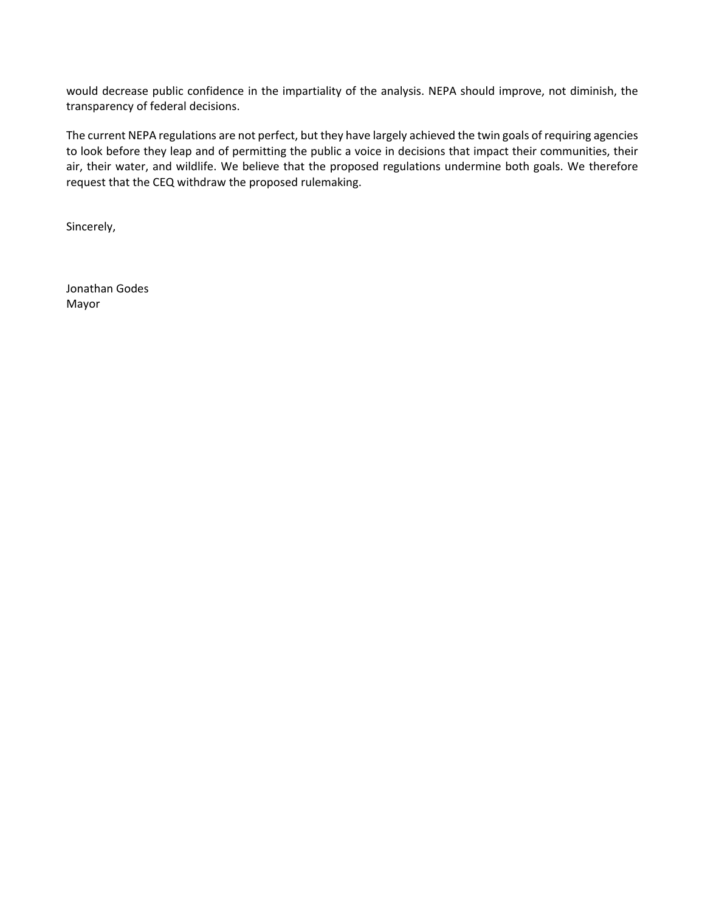would decrease public confidence in the impartiality of the analysis. NEPA should improve, not diminish, the transparency of federal decisions.

The current NEPA regulations are not perfect, but they have largely achieved the twin goals of requiring agencies to look before they leap and of permitting the public a voice in decisions that impact their communities, their air, their water, and wildlife. We believe that the proposed regulations undermine both goals. We therefore request that the CEQ withdraw the proposed rulemaking.

Sincerely,

Jonathan Godes  
Mayor